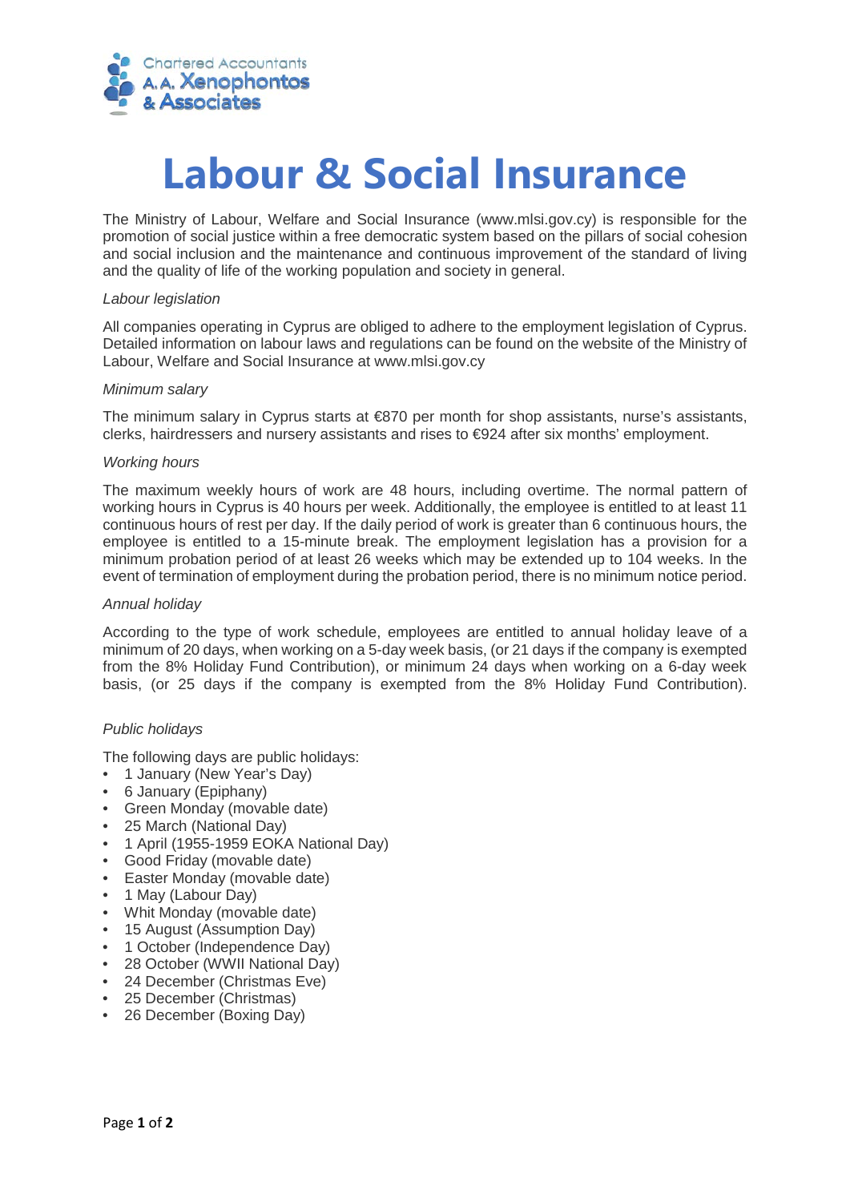# Labour & Social Insurance

The Ministry of Labour, Welfare and Social Insurance (www.mlsi.gov.cy) is responsible for the promotion of social justice within a free democratic system based on the pillars of social cohesion and social inclusion and the maintenance and continuous improvement of the standard of living and the quality of life of the working population and society in general.

*Labour legislation*

All companies operating in Cyprus are obliged to adhere to the employment legislation of Cyprus. Detailed information on labour laws and regulations can be found on the website of the Ministry of Labour, Welfare and Social Insurance at www.mlsi.gov.cy

*Minimum salary*

The minimum salary in Cyprus starts at €870 per month for shop assistants, nurse's assistants, clerks, hairdressers and nursery assistants and rises to €924 after six months' employment.

*Working hours*

The maximum weekly hours of work are 48 hours, including overtime. The normal pattern of working hours in Cyprus is 40 hours per week. Additionally, the employee is entitled to at least 11 continuous hours of rest per day. If the daily period of work is greater than 6 continuous hours, the employee is entitled to a 15-minute break. The employment legislation has a provision for a minimum probation period of at least 26 weeks which may be extended up to 104 weeks. In the event of termination of employment during the probation period, there is no minimum notice period.

*Annual holiday*

According to the type of work schedule, employees are entitled to annual holiday leave of a minimum of 20 days, when working on a 5-day week basis, (or 21 days if the company is exempted from the 8% Holiday Fund Contribution), or minimum 24 days when working on a 6-day week basis, (or 25 days if the company is exempted from the 8% Holiday Fund Contribution).

*Public holidays*

The following days are public holidays:

- 1 January (New Year's Day)
- 6 January (Epiphany)
- Green Monday (movable date)
- 25 March (National Day)
- 1 April (1955-1959 EOKA National Day)
- Good Friday (movable date)
- Easter Monday (movable date)
- 1 May (Labour Day)
- Whit Monday (movable date)
- 15 August (Assumption Day)
- 1 October (Independence Day)
- 28 October (WWII National Day)
- 24 December (Christmas Eve)
- 25 December (Christmas)
- 26 December (Boxing Day)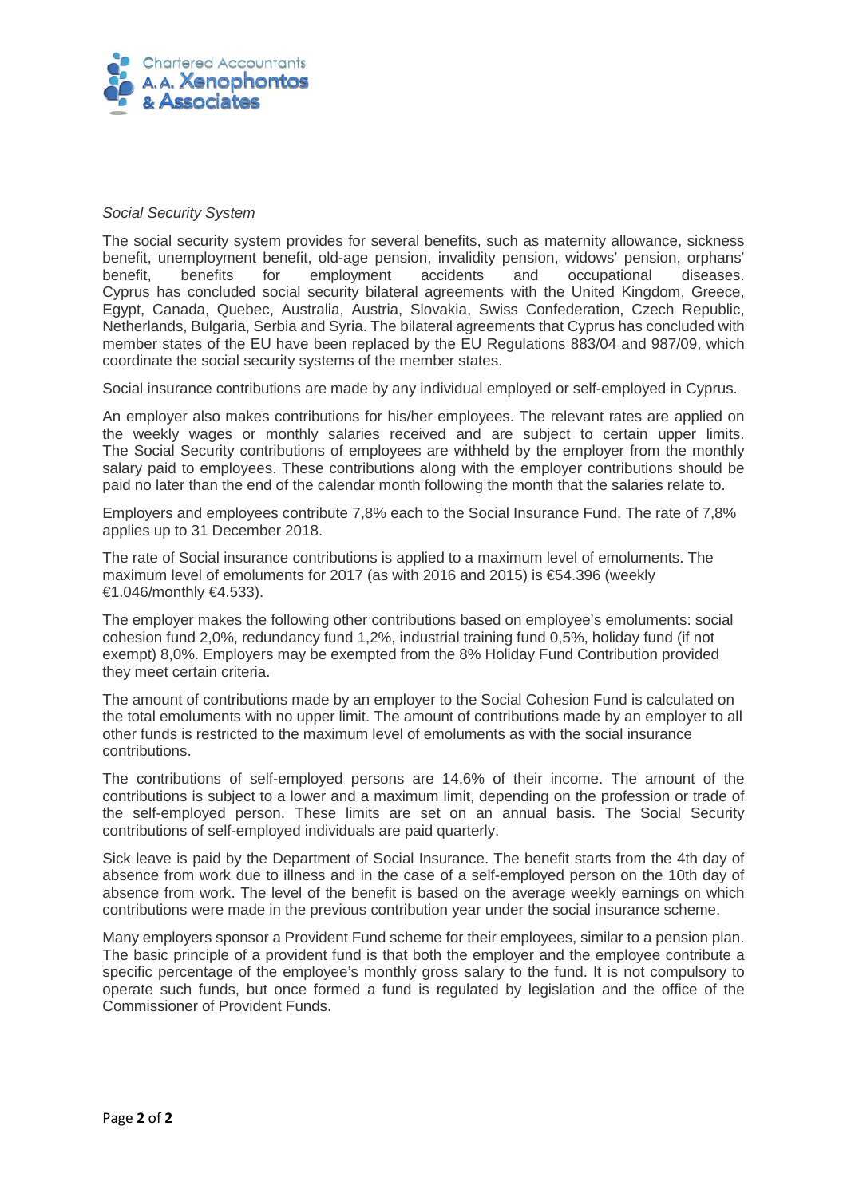*Social Security System*

The social security system provides for several benefits, such as maternity allowance, sickness benefit, unemployment benefit, old-age pension, invalidity pension, widows' pension, orphans' benefit, benefits for employment accidents and occupational diseases. Cyprus has concluded social security bilateral agreements with the United Kingdom, Greece, Egypt, Canada, Quebec, Australia, Austria, Slovakia, Swiss Confederation, Czech Republic, Netherlands, Bulgaria, Serbia and Syria. The bilateral agreements that Cyprus has concluded with member states of the EU have been replaced by the EU Regulations 883/04 and 987/09, which coordinate the social security systems of the member states.

Social insurance contributions are made by any individual employed or self-employed in Cyprus.

An employer also makes contributions for his/her employees. The relevant rates are applied on the weekly wages or monthly salaries received and are subject to certain upper limits. The Social Security contributions of employees are withheld by the employer from the monthly salary paid to employees. These contributions along with the employer contributions should be paid no later than the end of the calendar month following the month that the salaries relate to.

Employers and employees contribute 7,8% each to the Social Insurance Fund. The rate of 7,8% applies up to 31 December 2018.

The rate of Social insurance contributions is applied to a maximum level of emoluments. The maximum level of emoluments for 2017 (as with 2016 and 2015) is €54.396 (weekly €1.046/monthly €4.533).

The employer makes the following other contributions based on employee's emoluments: social cohesion fund 2,0%, redundancy fund 1,2%, industrial training fund 0,5%, holiday fund (if not exempt) 8,0%. Employers may be exempted from the 8% Holiday Fund Contribution provided they meet certain criteria.

The amount of contributions made by an employer to the Social Cohesion Fund is calculated on the total emoluments with no upper limit. The amount of contributions made by an employer to all other funds is restricted to the maximum level of emoluments as with the social insurance contributions.

The contributions of self-employed persons are 14,6% of their income. The amount of the contributions is subject to a lower and a maximum limit, depending on the profession or trade of the self-employed person. These limits are set on an annual basis. The Social Security contributions of self-employed individuals are paid quarterly.

Sick leave is paid by the Department of Social Insurance. The benefit starts from the 4th day of absence from work due to illness and in the case of a self-employed person on the 10th day of absence from work. The level of the benefit is based on the average weekly earnings on which contributions were made in the previous contribution year under the social insurance scheme.

Many employers sponsor a Provident Fund scheme for their employees, similar to a pension plan. The basic principle of a provident fund is that both the employer and the employee contribute a specific percentage of the employee's monthly gross salary to the fund. It is not compulsory to operate such funds, but once formed a fund is regulated by legislation and the office of the Commissioner of Provident Funds.